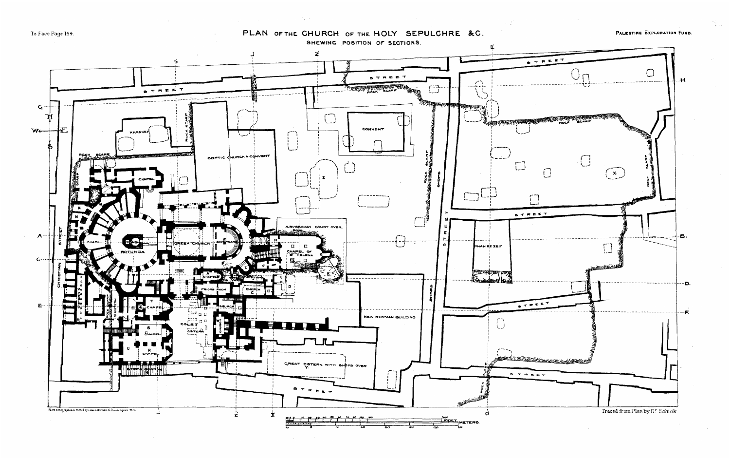To Face Page 144.

# PLAN OF THE CHURCH OF THE HOLY SEPULCHRE &C.

SHEWING POSITION OF SECTIONS.

PALESTINE EXPLORATION FUND.

Photo-Lithographed & Printed by James Akerman, 6, Queen Square, W.C.

Traced from Plan by Dr. Schick.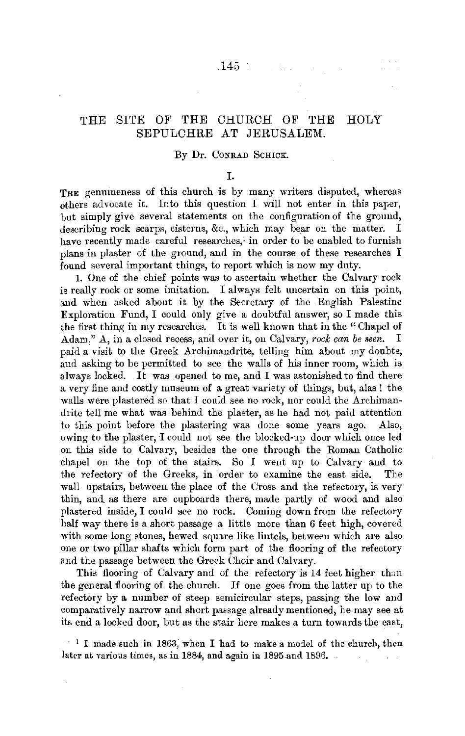# THE SITE OF THE CHURCH OF THE HOLY SEPULCHRE AT JERUSALEM.

By Dr. Conrad Schick.

## I.

The genuineness of this church is by many writers disputed, whereas others advocate it. Into this question I will not enter in this paper, but simply give several statements on the configuration of the ground, describing rock scarps, cisterns, &c., which may bear on the matter. I have recently made careful researches,[1] in order to be enabled to furnish plans in plaster of the ground, and in the course of these researches I found several important things, to report which is now my duty.

1. One of the chief points was to ascertain whether the Calvary rock is really rock or some imitation. I always felt uncertain on this point, and when asked about it by the Secretary of the English Palestine Exploration Fund, I could only give a doubtful answer, so I made this the first thing in my researches. It is well known that in the "Chapel of Adam," A, in a closed recess, and over it, on Calvary, *rock can be seen.* I paid a visit to the Greek Archimandrite, telling him about my doubts, and asking to be permitted to see the walls of his inner room, which is always locked. It was opened to me, and I was astonished to find there a very fine and costly museum of a great variety of things, but, alas! the walls were plastered so that I could see no rock, nor could the Archimandrite tell me what was behind the plaster, as he had not paid attention to this point before the plastering was done some years ago. Also, owing to the plaster, I could not see the blocked-up door which once led on this side to Calvary, besides the one through the Roman Catholic chapel on the top of the stairs. So I went up to Calvary and to the refectory of the Greeks, in order to examine the east side. The wall upstairs, between the place of the Cross and the refectory, is very thin, and as there are cupboards there, made partly of wood and also plastered inside, I could see no rock. Coming down from the refectory half way there is a short passage a little more than 6 feet high, covered with some long stones, hewed square like lintels, between which are also one or two pillar shafts which form part of the flooring of the refectory and the passage between the Greek Choir and Calvary.

This flooring of Calvary and of the refectory is 14 feet higher than the general flooring of the church. If one goes from the latter up to the refectory by a number of steep semicircular steps, passing the low and comparatively narrow and short passage already mentioned, he may see at its end a locked door, but as the stair here makes a turn towards the east,

[1] I made such in 1863, when I had to make a model of the church, then later at various times, as in 1884, and again in 1895 and 1896.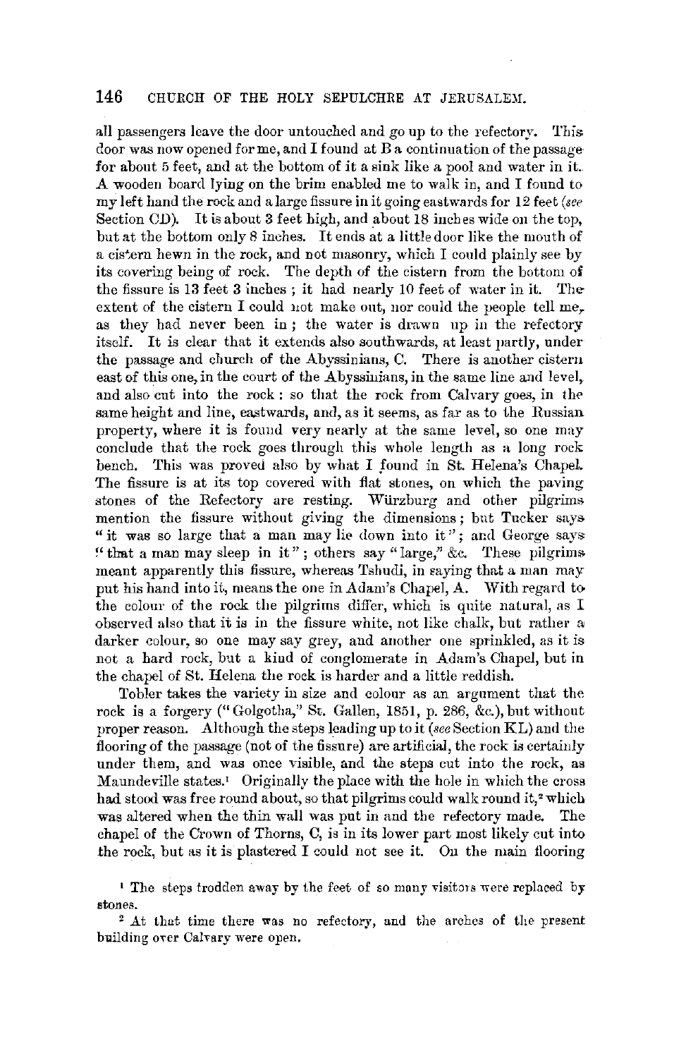all passengers leave the door untouched and go up to the refectory. This door was now opened for me, and I found at B a continuation of the passage for about 5 feet, and at the bottom of it a sink like a pool and water in it. A wooden board lying on the brim enabled me to walk in, and I found to my left hand the rock and a large fissure in it going eastwards for 12 feet (*see* Section CD). It is about 3 feet high, and about 18 inches wide on the top, but at the bottom only 8 inches. It ends at a little door like the mouth of a cistern hewn in the rock, and not masonry, which I could plainly see by its covering being of rock. The depth of the cistern from the bottom of the fissure is 13 feet 3 inches; it had nearly 10 feet of water in it. The extent of the cistern I could not make out, nor could the people tell me, as they had never been in; the water is drawn up in the refectory itself. It is clear that it extends also southwards, at least partly, under the passage and church of the Abyssinians, C. There is another cistern east of this one, in the court of the Abyssinians, in the same line and level, and also cut into the rock: so that the rock from Calvary goes, in the same height and line, eastwards, and, as it seems, as far as to the Russian property, where it is found very nearly at the same level, so one may conclude that the rock goes through this whole length as a long rock bench. This was proved also by what I found in St. Helena's Chapel. The fissure is at its top covered with flat stones, on which the paving stones of the Refectory are resting. Würzburg and other pilgrims mention the fissure without giving the dimensions; but Tucker says "it was so large that a man may lie down into it"; and George says "that a man may sleep in it"; others say "large," &c. These pilgrims meant apparently this fissure, whereas Tshudi, in saying that a man may put his hand into it, means the one in Adam's Chapel, A. With regard to the colour of the rock the pilgrims differ, which is quite natural, as I observed also that it is in the fissure white, not like chalk, but rather a darker colour, so one may say grey, and another one sprinkled, as it is not a hard rock, but a kind of conglomerate in Adam's Chapel, but in the chapel of St. Helena the rock is harder and a little reddish.

Tobler takes the variety in size and colour as an argument that the rock is a forgery ("Golgotha," St. Gallen, 1851, p. 286, &c.), but without proper reason. Although the steps leading up to it (*see* Section KL) and the flooring of the passage (not of the fissure) are artificial, the rock is certainly under them, and was once visible, and the steps cut into the rock, as Maundeville states.[1] Originally the place with the hole in which the cross had stood was free round about, so that pilgrims could walk round it,[2] which was altered when the thin wall was put in and the refectory made. The chapel of the Crown of Thorns, C, is in its lower part most likely cut into the rock, but as it is plastered I could not see it. On the main flooring

[1] The steps trodden away by the feet of so many visitors were replaced by stones.

[2] At that time there was no refectory, and the arches of the present building over Calvary were open.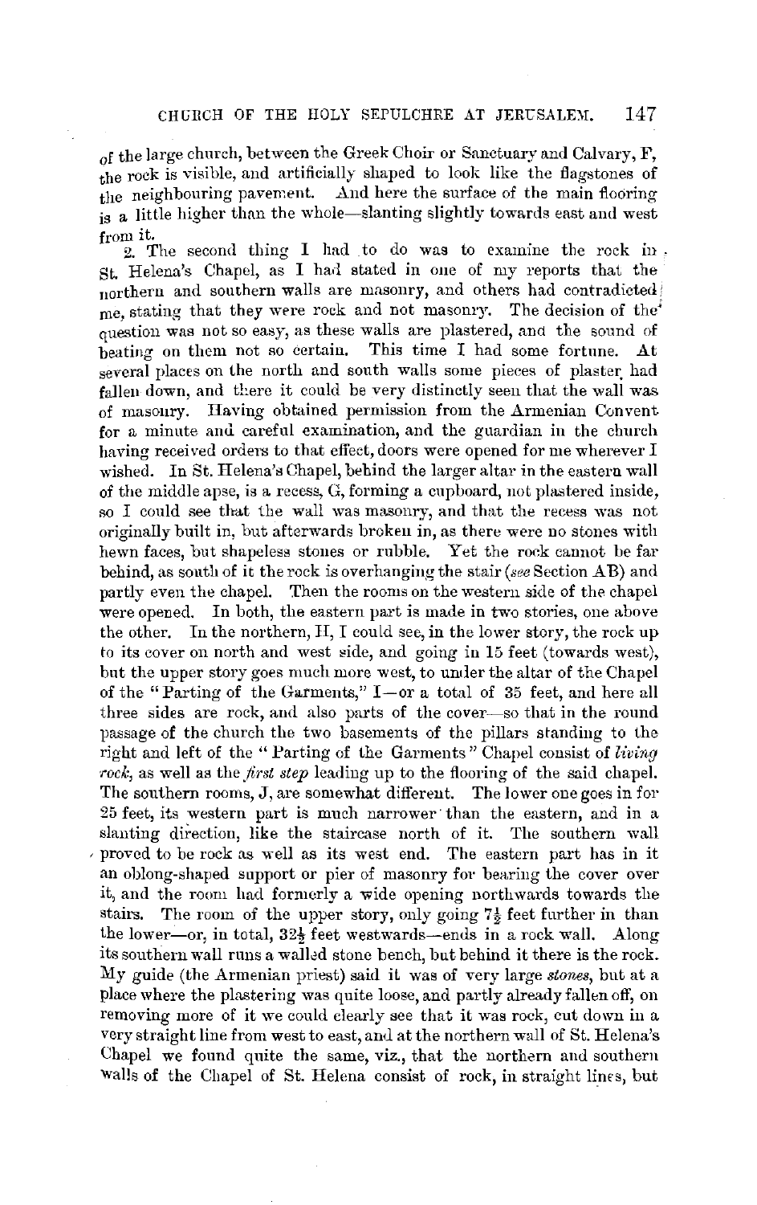of the large church, between the Greek Choir or Sanctuary and Calvary, F, the rock is visible, and artificially shaped to look like the flagstones of the neighbouring pavement. And here the surface of the main flooring is a little higher than the whole—slanting slightly towards east and west from it.

2. The second thing I had to do was to examine the rock in St. Helena's Chapel, as I had stated in one of my reports that the northern and southern walls are masonry, and others had contradicted me, stating that they were rock and not masonry. The decision of the question was not so easy, as these walls are plastered, and the sound of beating on them not so certain. This time I had some fortune. At several places on the north and south walls some pieces of plaster had fallen down, and there it could be very distinctly seen that the wall was of masonry. Having obtained permission from the Armenian Convent for a minute and careful examination, and the guardian in the church having received orders to that effect, doors were opened for me wherever I wished. In St. Helena's Chapel, behind the larger altar in the eastern wall of the middle apse, is a recess, G, forming a cupboard, not plastered inside, so I could see that the wall was masonry, and that the recess was not originally built in, but afterwards broken in, as there were no stones with hewn faces, but shapeless stones or rubble. Yet the rock cannot be far behind, as south of it the rock is overhanging the stair (*see* Section AB) and partly even the chapel. Then the rooms on the western side of the chapel were opened. In both, the eastern part is made in two stories, one above the other. In the northern, H, I could see, in the lower story, the rock up to its cover on north and west side, and going in 15 feet (towards west), but the upper story goes much more west, to under the altar of the Chapel of the "Parting of the Garments," I—or a total of 35 feet, and here all three sides are rock, and also parts of the cover—so that in the round passage of the church the two basements of the pillars standing to the right and left of the "Parting of the Garments" Chapel consist of *living rock*, as well as the *first step* leading up to the flooring of the said chapel. The southern rooms, J, are somewhat different. The lower one goes in for 25 feet, its western part is much narrower than the eastern, and in a slanting direction, like the staircase north of it. The southern wall proved to be rock as well as its west end. The eastern part has in it an oblong-shaped support or pier of masonry for bearing the cover over it, and the room had formerly a wide opening northwards towards the stairs. The room of the upper story, only going 7½ feet further in than the lower—or, in total, 32½ feet westwards—ends in a rock wall. Along its southern wall runs a walled stone bench, but behind it there is the rock. My guide (the Armenian priest) said it was of very large *stones*, but at a place where the plastering was quite loose, and partly already fallen off, on removing more of it we could clearly see that it was rock, cut down in a very straight line from west to east, and at the northern wall of St. Helena's Chapel we found quite the same, viz., that the northern and southern walls of the Chapel of St. Helena consist of rock, in straight lines, but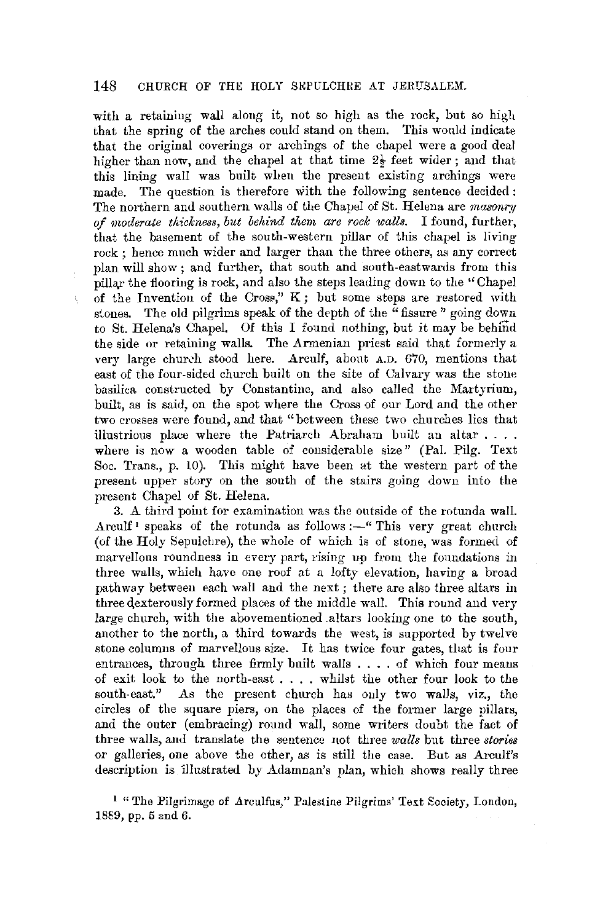with a retaining wall along it, not so high as the rock, but so high that the spring of the arches could stand on them. This would indicate that the original coverings or archings of the chapel were a good deal higher than now, and the chapel at that time 2½ feet wider; and that this lining wall was built when the present existing archings were made. The question is therefore with the following sentence decided: The northern and southern walls of the Chapel of St. Helena are *masonry of moderate thickness, but behind them are rock walls.* I found, further, that the basement of the south-western pillar of this chapel is living rock; hence much wider and larger than the three others, as any correct plan will show; and further, that south and south-eastwards from this pillar the flooring is rock, and also the steps leading down to the "Chapel of the Invention of the Cross," K; but some steps are restored with stones. The old pilgrims speak of the depth of the "fissure" going down to St. Helena's Chapel. Of this I found nothing, but it may be behind the side or retaining walls. The Armenian priest said that formerly a very large church stood here. Arculf, about A.D. 670, mentions that east of the four-sided church built on the site of Calvary was the stone basilica constructed by Constantine, and also called the Martyrium, built, as is said, on the spot where the Cross of our Lord and the other two crosses were found, and that "between these two churches lies that illustrious place where the Patriarch Abraham built an altar . . . . where is now a wooden table of considerable size" (Pal. Pilg. Text Soc. Trans., p. 10). This might have been at the western part of the present upper story on the south of the stairs going down into the present Chapel of St. Helena.

3. A third point for examination was the outside of the rotunda wall. Arculf[1] speaks of the rotunda as follows:—"This very great church (of the Holy Sepulchre), the whole of which is of stone, was formed of marvellous roundness in every part, rising up from the foundations in three walls, which have one roof at a lofty elevation, having a broad pathway between each wall and the next; there are also three altars in three dexterously formed places of the middle wall. This round and very large church, with the abovementioned altars looking one to the south, another to the north, a third towards the west, is supported by twelve stone columns of marvellous size. It has twice four gates, that is four entrances, through three firmly built walls . . . . of which four means of exit look to the north-east . . . . whilst the other four look to the south-east." As the present church has only two walls, viz., the circles of the square piers, on the places of the former large pillars, and the outer (embracing) round wall, some writers doubt the fact of three walls, and translate the sentence not three *walls* but three *stories* or galleries, one above the other, as is still the case. But as Arculf's description is illustrated by Adamnan's plan, which shows really three

[1] "The Pilgrimage of Arculfus," Palestine Pilgrims' Text Society, London, 1889, pp. 5 and 6.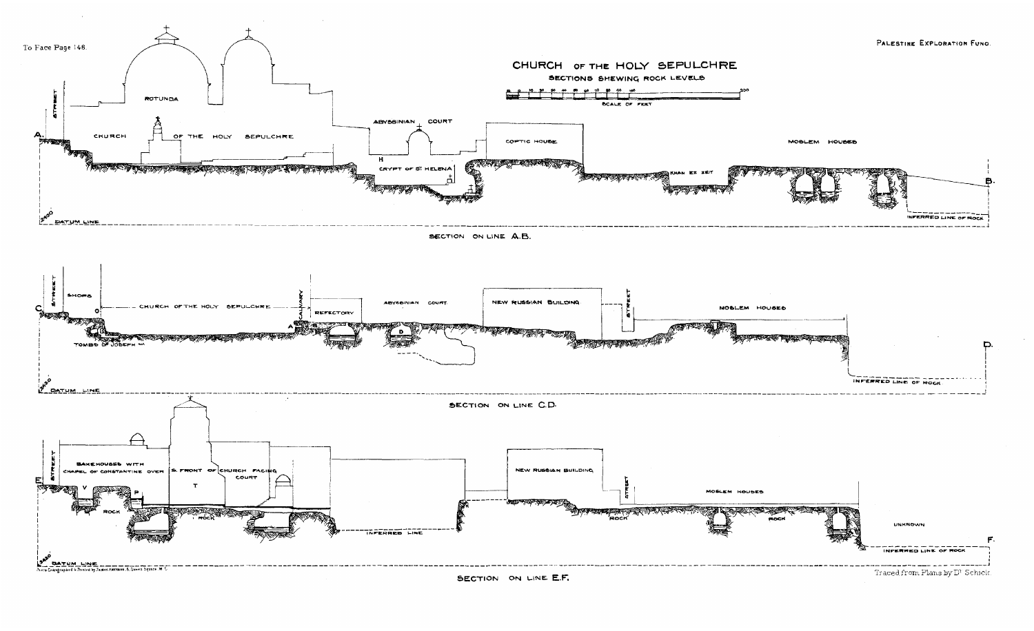To Face Page 148.

PALESTINE EXPLORATION FUND.

# CHURCH OF THE HOLY SEPULCHRE

## SECTIONS SHEWING ROCK LEVELS

SCALE OF FEET

STREET ROTUNDA CHURCH OF THE HOLY SEPULCHRE ABYSSINIAN COURT H CRYPT OF ST HELENA COPTIC HOUSE KHAN EZ ZEIT MOSLEM HOUSES INFERRED LINE OF ROCK DATUM LINE

SECTION ON LINE A.B.

STREET SHOPS CHURCH OF THE HOLY SEPULCHRE CALVARY REFECTORY ABYSSINIAN COURT NEW RUSSIAN BUILDING STREET MOSLEM HOUSES TOMBS OF JOSEPH &c INFERRED LINE OF ROCK DATUM LINE

SECTION ON LINE C.D.

STREET BAKEHOUSES WITH CHAPEL OF CONSTANTINE OVER S. FRONT OF CHURCH FACING COURT T V P ROCK ROCK INFERRED LINE NEW RUSSIAN BUILDING STREET MOSLEM HOUSES ROCK ROCK UNKNOWN INFERRED LINE OF ROCK DATUM LINE

SECTION ON LINE E.F.

Traced from Plans by Dr Schick.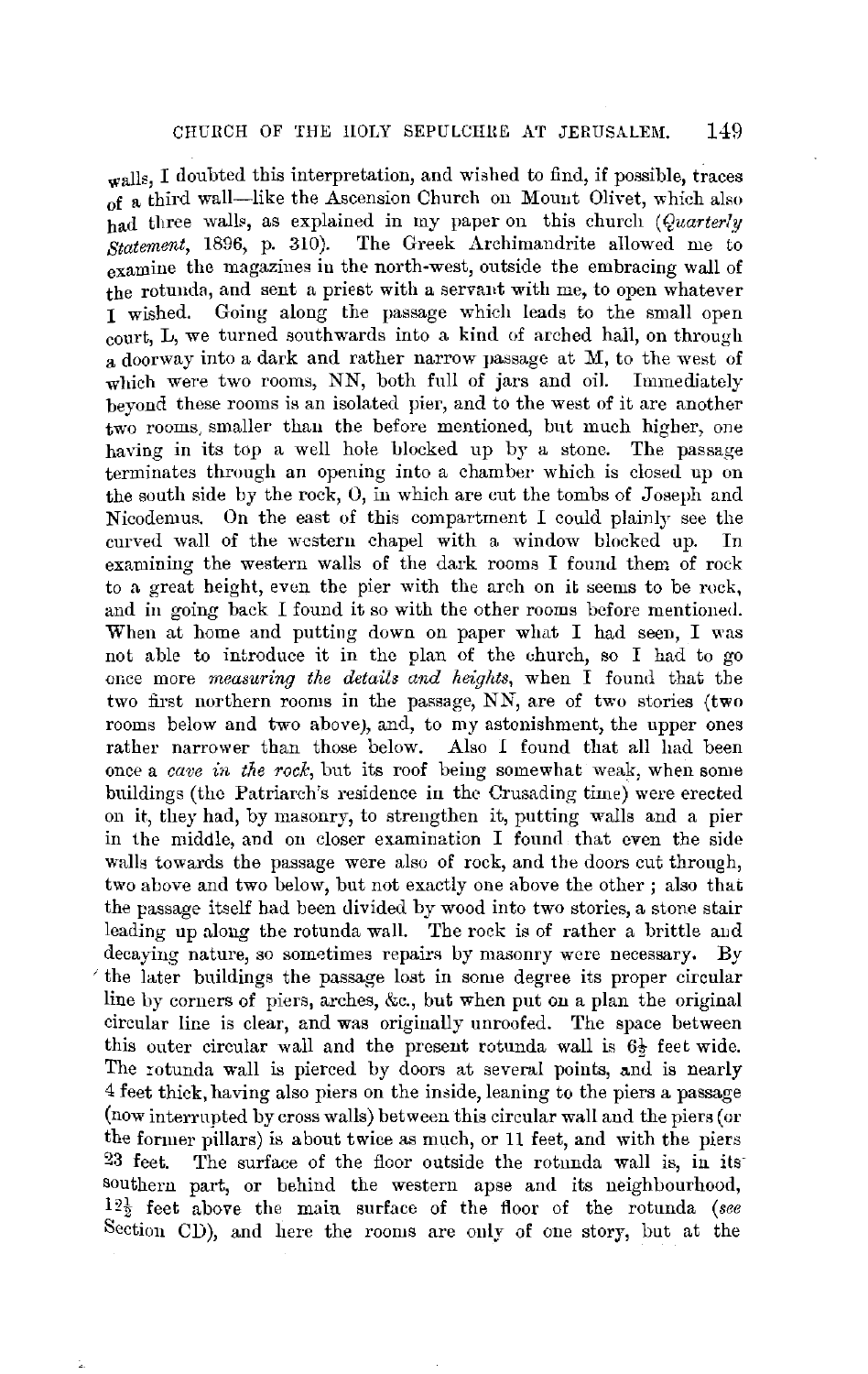walls, I doubted this interpretation, and wished to find, if possible, traces of a third wall—like the Ascension Church on Mount Olivet, which also had three walls, as explained in my paper on this church (*Quarterly Statement*, 1896, p. 310). The Greek Archimandrite allowed me to examine the magazines in the north-west, outside the embracing wall of the rotunda, and sent a priest with a servant with me, to open whatever I wished. Going along the passage which leads to the small open court, L, we turned southwards into a kind of arched hall, on through a doorway into a dark and rather narrow passage at M, to the west of which were two rooms, NN, both full of jars and oil. Immediately beyond these rooms is an isolated pier, and to the west of it are another two rooms, smaller than the before mentioned, but much higher, one having in its top a well hole blocked up by a stone. The passage terminates through an opening into a chamber which is closed up on the south side by the rock, O, in which are cut the tombs of Joseph and Nicodemus. On the east of this compartment I could plainly see the curved wall of the western chapel with a window blocked up. In examining the western walls of the dark rooms I found them of rock to a great height, even the pier with the arch on it seems to be rock, and in going back I found it so with the other rooms before mentioned. When at home and putting down on paper what I had seen, I was not able to introduce it in the plan of the church, so I had to go once more *measuring the details and heights*, when I found that the two first northern rooms in the passage, NN, are of two stories (two rooms below and two above), and, to my astonishment, the upper ones rather narrower than those below. Also I found that all had been once a *cave in the rock*, but its roof being somewhat weak, when some buildings (the Patriarch's residence in the Crusading time) were erected on it, they had, by masonry, to strengthen it, putting walls and a pier in the middle, and on closer examination I found that even the side walls towards the passage were also of rock, and the doors cut through, two above and two below, but not exactly one above the other; also that the passage itself had been divided by wood into two stories, a stone stair leading up along the rotunda wall. The rock is of rather a brittle and decaying nature, so sometimes repairs by masonry were necessary. By the later buildings the passage lost in some degree its proper circular line by corners of piers, arches, &c., but when put on a plan the original circular line is clear, and was originally unroofed. The space between this outer circular wall and the present rotunda wall is 6½ feet wide. The rotunda wall is pierced by doors at several points, and is nearly 4 feet thick, having also piers on the inside, leaning to the piers a passage (now interrupted by cross walls) between this circular wall and the piers (or the former pillars) is about twice as much, or 11 feet, and with the piers 23 feet. The surface of the floor outside the rotunda wall is, in its southern part, or behind the western apse and its neighbourhood, 12½ feet above the main surface of the floor of the rotunda (*see* Section CD), and here the rooms are only of one story, but at the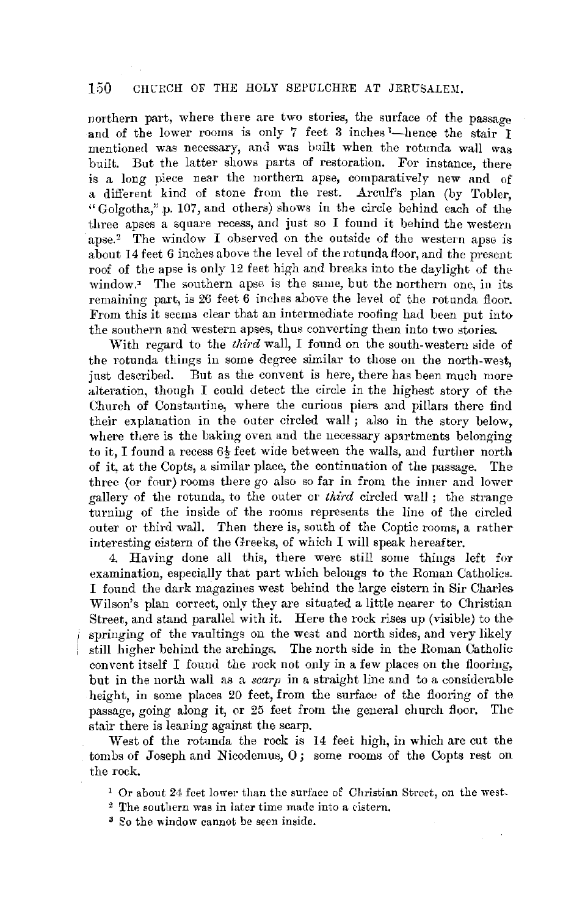northern part, where there are two stories, the surface of the passage and of the lower rooms is only 7 feet 3 inches[1]—hence the stair I mentioned was necessary, and was built when the rotunda wall was built. But the latter shows parts of restoration. For instance, there is a long piece near the northern apse, comparatively new and of a different kind of stone from the rest. Arculf's plan (by Tobler, "Golgotha," p. 107, and others) shows in the circle behind each of the three apses a square recess, and just so I found it behind the western apse.[2] The window I observed on the outside of the western apse is about 14 feet 6 inches above the level of the rotunda floor, and the present roof of the apse is only 12 feet high and breaks into the daylight of the window.[3] The southern apse is the same, but the northern one, in its remaining part, is 26 feet 6 inches above the level of the rotunda floor. From this it seems clear that an intermediate roofing had been put into the southern and western apses, thus converting them into two stories.

With regard to the *third* wall, I found on the south-western side of the rotunda things in some degree similar to those on the north-west, just described. But as the convent is here, there has been much more alteration, though I could detect the circle in the highest story of the Church of Constantine, where the curious piers and pillars there find their explanation in the outer circled wall; also in the story below, where there is the baking oven and the necessary apartments belonging to it, I found a recess 6½ feet wide between the walls, and further north of it, at the Copts, a similar place, the continuation of the passage. The three (or four) rooms there go also so far in from the inner and lower gallery of the rotunda, to the outer or *third* circled wall; the strange turning of the inside of the rooms represents the line of the circled outer or third wall. Then there is, south of the Coptic rooms, a rather interesting cistern of the Greeks, of which I will speak hereafter.

4. Having done all this, there were still some things left for examination, especially that part which belongs to the Roman Catholics. I found the dark magazines west behind the large cistern in Sir Charles Wilson's plan correct, only they are situated a little nearer to Christian Street, and stand parallel with it. Here the rock rises up (visible) to the springing of the vaultings on the west and north sides, and very likely still higher behind the archings. The north side in the Roman Catholic convent itself I found the rock not only in a few places on the flooring, but in the north wall as a *scarp* in a straight line and to a considerable height, in some places 20 feet, from the surface of the flooring of the passage, going along it, or 25 feet from the general church floor. The stair there is leaning against the scarp.

West of the rotunda the rock is 14 feet high, in which are cut the tombs of Joseph and Nicodemus, O; some rooms of the Copts rest on the rock.

[1] Or about 24 feet lower than the surface of Christian Street, on the west.

[2] The southern was in later time made into a cistern.

[3] So the window cannot be seen inside.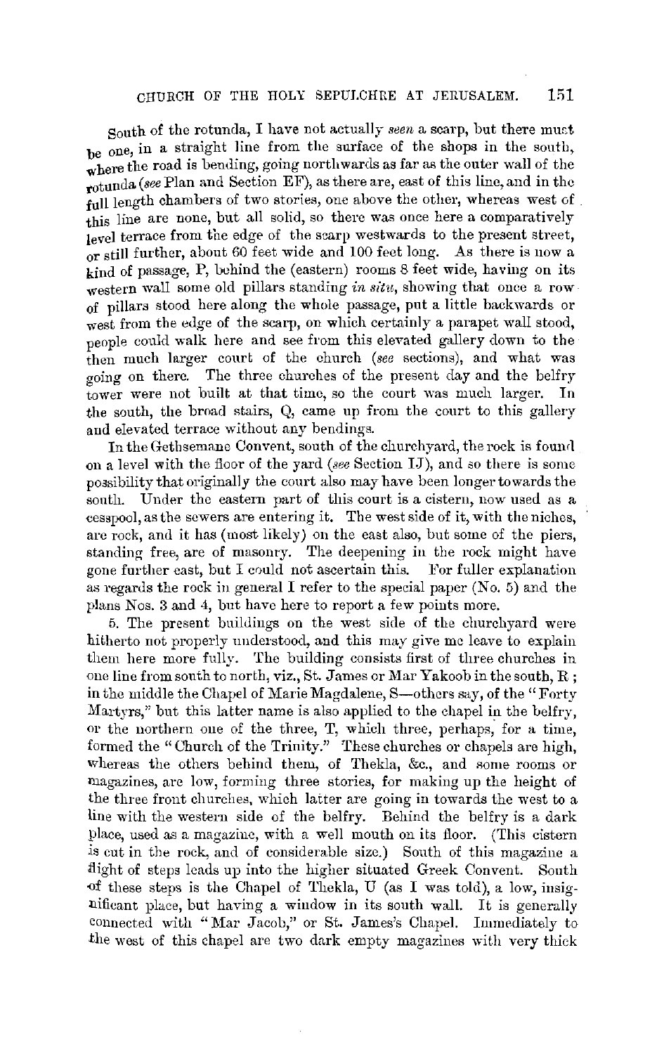South of the rotunda, I have not actually *seen* a scarp, but there must be one, in a straight line from the surface of the shops in the south, where the road is bending, going northwards as far as the outer wall of the rotunda (*see* Plan and Section EF), as there are, east of this line, and in the full length chambers of two stories, one above the other, whereas west of this line are none, but all solid, so there was once here a comparatively level terrace from the edge of the scarp westwards to the present street, or still further, about 60 feet wide and 100 feet long. As there is now a kind of passage, P, behind the (eastern) rooms 8 feet wide, having on its western wall some old pillars standing *in situ*, showing that once a row of pillars stood here along the whole passage, put a little backwards or west from the edge of the scarp, on which certainly a parapet wall stood, people could walk here and see from this elevated gallery down to the then much larger court of the church (*see* sections), and what was going on there. The three churches of the present day and the belfry tower were not built at that time, so the court was much larger. In the south, the broad stairs, Q, came up from the court to this gallery and elevated terrace without any bendings.

In the Gethsemane Convent, south of the churchyard, the rock is found on a level with the floor of the yard (*see* Section IJ), and so there is some possibility that originally the court also may have been longer towards the south. Under the eastern part of this court is a cistern, now used as a cesspool, as the sewers are entering it. The west side of it, with the niches, are rock, and it has (most likely) on the east also, but some of the piers, standing free, are of masonry. The deepening in the rock might have gone further east, but I could not ascertain this. For fuller explanation as regards the rock in general I refer to the special paper (No. 5) and the plans Nos. 3 and 4, but have here to report a few points more.

5. The present buildings on the west side of the churchyard were hitherto not properly understood, and this may give me leave to explain them here more fully. The building consists first of three churches in one line from south to north, viz., St. James or Mar Yakoob in the south, R; in the middle the Chapel of Marie Magdalene, S—others say, of the "Forty Martyrs," but this latter name is also applied to the chapel in the belfry, or the northern one of the three, T, which three, perhaps, for a time, formed the "Church of the Trinity." These churches or chapels are high, whereas the others behind them, of Thekla, &c., and some rooms or magazines, are low, forming three stories, for making up the height of the three front churches, which latter are going in towards the west to a line with the western side of the belfry. Behind the belfry is a dark place, used as a magazine, with a well mouth on its floor. (This cistern is cut in the rock, and of considerable size.) South of this magazine a flight of steps leads up into the higher situated Greek Convent. South of these steps is the Chapel of Thekla, U (as I was told), a low, insignificant place, but having a window in its south wall. It is generally connected with "Mar Jacob," or St. James's Chapel. Immediately to the west of this chapel are two dark empty magazines with very thick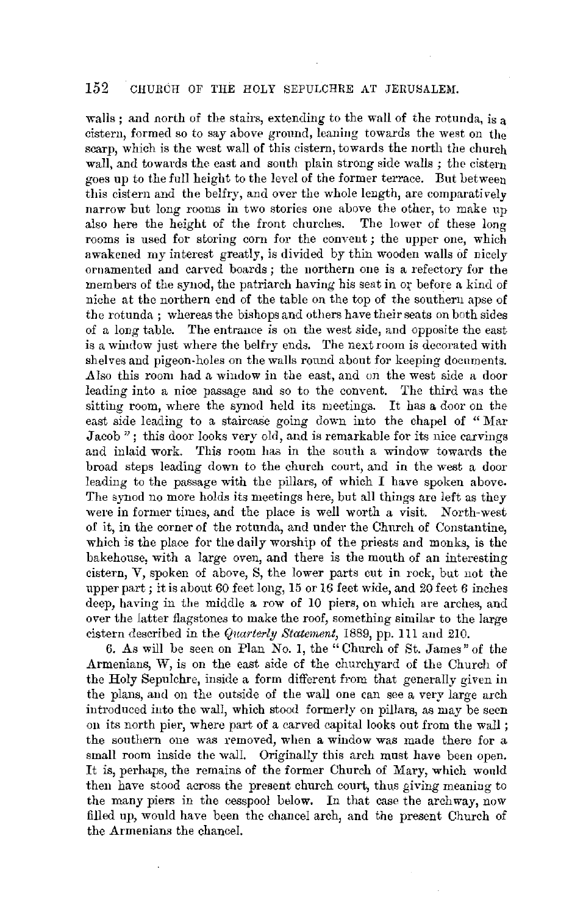walls; and north of the stairs, extending to the wall of the rotunda, is a cistern, formed so to say above ground, leaning towards the west on the scarp, which is the west wall of this cistern, towards the north the church wall, and towards the east and south plain strong side walls; the cistern goes up to the full height to the level of the former terrace. But between this cistern and the belfry, and over the whole length, are comparatively narrow but long rooms in two stories one above the other, to make up also here the height of the front churches. The lower of these long rooms is used for storing corn for the convent; the upper one, which awakened my interest greatly, is divided by thin wooden walls of nicely ornamented and carved boards; the northern one is a refectory for the members of the synod, the patriarch having his seat in or before a kind of niche at the northern end of the table on the top of the southern apse of the rotunda; whereas the bishops and others have their seats on both sides of a long table. The entrance is on the west side, and opposite the east is a window just where the belfry ends. The next room is decorated with shelves and pigeon-holes on the walls round about for keeping documents. Also this room had a window in the east, and on the west side a door leading into a nice passage and so to the convent. The third was the sitting room, where the synod held its meetings. It has a door on the east side leading to a staircase going down into the chapel of "Mar Jacob"; this door looks very old, and is remarkable for its nice carvings and inlaid work. This room has in the south a window towards the broad steps leading down to the church court, and in the west a door leading to the passage with the pillars, of which I have spoken above. The synod no more holds its meetings here, but all things are left as they were in former times, and the place is well worth a visit. North-west of it, in the corner of the rotunda, and under the Church of Constantine, which is the place for the daily worship of the priests and monks, is the bakehouse, with a large oven, and there is the mouth of an interesting cistern, V, spoken of above, S, the lower parts cut in rock, but not the upper part; it is about 60 feet long, 15 or 16 feet wide, and 20 feet 6 inches deep, having in the middle a row of 10 piers, on which are arches, and over the latter flagstones to make the roof, something similar to the large cistern described in the *Quarterly Statement*, 1889, pp. 111 and 210.

6. As will be seen on Plan No. 1, the "Church of St. James" of the Armenians, W, is on the east side of the churchyard of the Church of the Holy Sepulchre, inside a form different from that generally given in the plans, and on the outside of the wall one can see a very large arch introduced into the wall, which stood formerly on pillars, as may be seen on its north pier, where part of a carved capital looks out from the wall; the southern one was removed, when a window was made there for a small room inside the wall. Originally this arch must have been open. It is, perhaps, the remains of the former Church of Mary, which would then have stood across the present church court, thus giving meaning to the many piers in the cesspool below. In that case the archway, now filled up, would have been the chancel arch, and the present Church of the Armenians the chancel.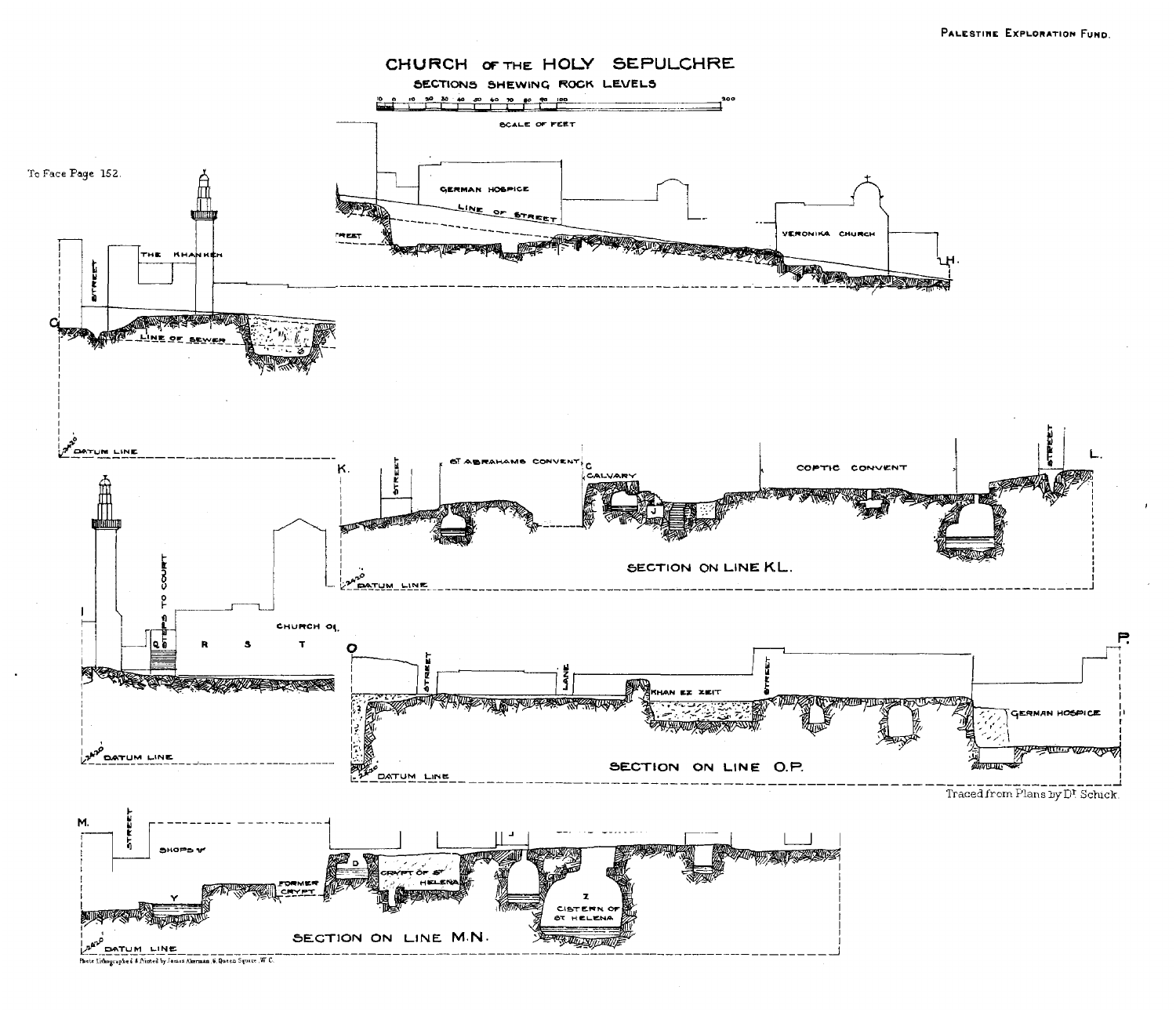PALESTINE EXPLORATION FUND.

To Face Page 152.

# CHURCH OF THE HOLY SEPULCHRE

## SECTIONS SHEWING ROCK LEVELS

SCALE OF FEET

10 0 10 20 30 40 50 60 70 80 90 100 200

GERMAN HOSPICE

LINE OF STREET

STREET

VERONIKA CHURCH

H.

STREET

THE KHANKEH

G

LINE OF SEWER

2420 DATUM LINE

K.

STREET

ST ABRAHAMS CONVENT

C CALVARY

J

COPTIC CONVENT

STREET

L.

SECTION ON LINE KL.

2420 DATUM LINE

I

STEPS TO COURT

Q R S T

CHURCH OF

2420 DATUM LINE

O

STREET

LANE

KHAN EZ ZEIT

STREET

P.

GERMAN HOSPICE

SECTION ON LINE O.P.

2420 DATUM LINE

Traced from Plans by Dr. Schick.

M.

STREET

SHOPS

Y

FORMER CRYPT

D

CRYPT OF ST HELENA

Z CISTERN OF ST HELENA

SECTION ON LINE M.N.

2420 DATUM LINE

Photo Lithographed & Printed by James Akerman, 6, Queen Square, W.C.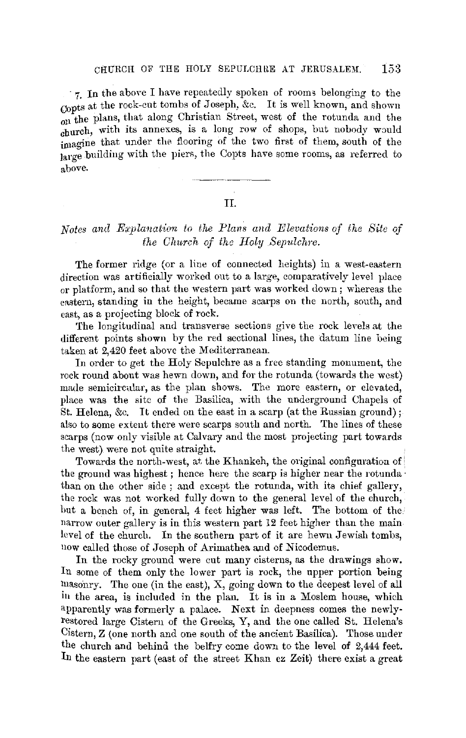7. In the above I have repeatedly spoken of rooms belonging to the Copts at the rock-cut tombs of Joseph, &c. It is well known, and shown on the plans, that along Christian Street, west of the rotunda and the church, with its annexes, is a long row of shops, but nobody would imagine that under the flooring of the two first of them, south of the large building with the piers, the Copts have some rooms, as referred to above.

---

## II.

### *Notes and Explanation to the Plans and Elevations of the Site of the Church of the Holy Sepulchre.*

The former ridge (or a line of connected heights) in a west-eastern direction was artificially worked out to a large, comparatively level place or platform, and so that the western part was worked down; whereas the eastern, standing in the height, became scarps on the north, south, and east, as a projecting block of rock.

The longitudinal and transverse sections give the rock levels at the different points shown by the red sectional lines, the datum line being taken at 2,420 feet above the Mediterranean.

In order to get the Holy Sepulchre as a free standing monument, the rock round about was hewn down, and for the rotunda (towards the west) made semicircular, as the plan shows. The more eastern, or elevated, place was the site of the Basilica, with the underground Chapels of St. Helena, &c. It ended on the east in a scarp (at the Russian ground); also to some extent there were scarps south and north. The lines of these scarps (now only visible at Calvary and the most projecting part towards the west) were not quite straight.

Towards the north-west, at the Khankeh, the original configuration of the ground was highest; hence here the scarp is higher near the rotunda than on the other side; and except the rotunda, with its chief gallery, the rock was not worked fully down to the general level of the church, but a bench of, in general, 4 feet higher was left. The bottom of the narrow outer gallery is in this western part 12 feet higher than the main level of the church. In the southern part of it are hewn Jewish tombs, now called those of Joseph of Arimathea and of Nicodemus.

In the rocky ground were cut many cisterns, as the drawings show. In some of them only the lower part is rock, the upper portion being masonry. The one (in the east), X, going down to the deepest level of all in the area, is included in the plan. It is in a Moslem house, which apparently was formerly a palace. Next in deepness comes the newly-restored large Cistern of the Greeks, Y, and the one called St. Helena's Cistern, Z (one north and one south of the ancient Basilica). Those under the church and behind the belfry come down to the level of 2,444 feet. In the eastern part (east of the street Khan ez Zeit) there exist a great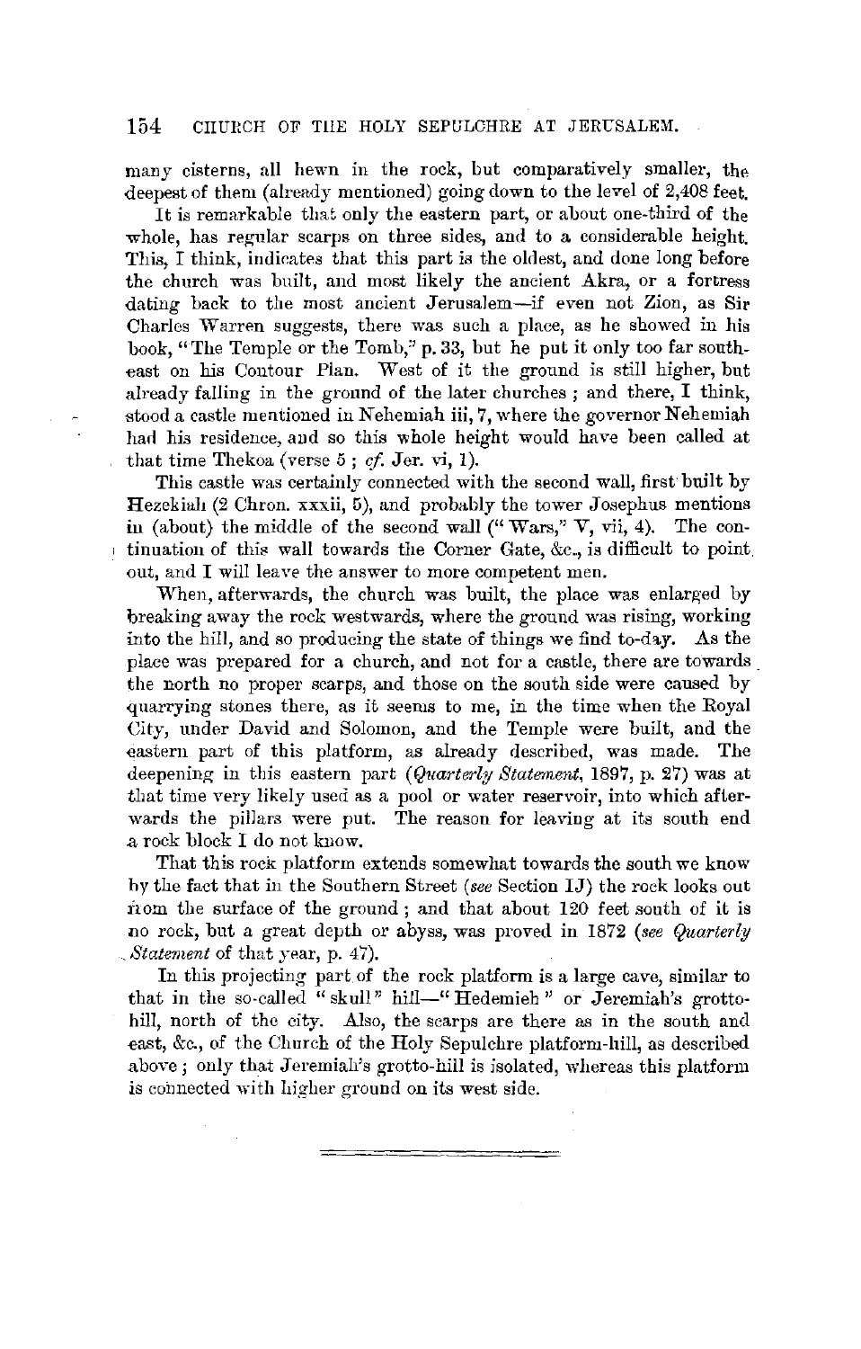many cisterns, all hewn in the rock, but comparatively smaller, the deepest of them (already mentioned) going down to the level of 2,408 feet.

It is remarkable that only the eastern part, or about one-third of the whole, has regular scarps on three sides, and to a considerable height. This, I think, indicates that this part is the oldest, and done long before the church was built, and most likely the ancient Akra, or a fortress dating back to the most ancient Jerusalem—if even not Zion, as Sir Charles Warren suggests, there was such a place, as he showed in his book, "The Temple or the Tomb," p. 33, but he put it only too far south-east on his Contour Plan. West of it the ground is still higher, but already falling in the ground of the later churches; and there, I think, stood a castle mentioned in Nehemiah iii, 7, where the governor Nehemiah had his residence, and so this whole height would have been called at that time Thekoa (verse 5; *cf.* Jer. vi, 1).

This castle was certainly connected with the second wall, first built by Hezekiah (2 Chron. xxxii, 5), and probably the tower Josephus mentions in (about) the middle of the second wall ("Wars," V, vii, 4). The continuation of this wall towards the Corner Gate, &c., is difficult to point out, and I will leave the answer to more competent men.

When, afterwards, the church was built, the place was enlarged by breaking away the rock westwards, where the ground was rising, working into the hill, and so producing the state of things we find to-day. As the place was prepared for a church, and not for a castle, there are towards the north no proper scarps, and those on the south side were caused by quarrying stones there, as it seems to me, in the time when the Royal City, under David and Solomon, and the Temple were built, and the eastern part of this platform, as already described, was made. The deepening in this eastern part (*Quarterly Statement*, 1897, p. 27) was at that time very likely used as a pool or water reservoir, into which afterwards the pillars were put. The reason for leaving at its south end a rock block I do not know.

That this rock platform extends somewhat towards the south we know by the fact that in the Southern Street (*see* Section IJ) the rock looks out from the surface of the ground; and that about 120 feet south of it is no rock, but a great depth or abyss, was proved in 1872 (*see Quarterly Statement* of that year, p. 47).

In this projecting part of the rock platform is a large cave, similar to that in the so-called "skull" hill—"Hedemieh" or Jeremiah's grotto-hill, north of the city. Also, the scarps are there as in the south and east, &c., of the Church of the Holy Sepulchre platform-hill, as described above; only that Jeremiah's grotto-hill is isolated, whereas this platform is connected with higher ground on its west side.